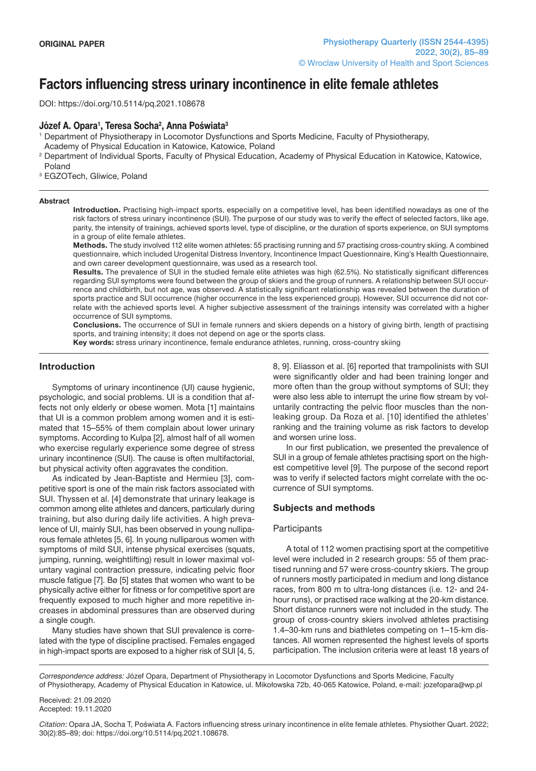**ORIGINAL PAPER**

# Factors influencing stress urinary incontinence in elite female athletes

DOI: https://doi.org/10.5114/pq.2021.108678

### Józef A. Opara[1], Teresa Socha[2], Anna Poświata[3]

[1] Department of Physiotherapy in Locomotor Dysfunctions and Sports Medicine, Faculty of Physiotherapy, Academy of Physical Education in Katowice, Katowice, Poland

[2] Department of Individual Sports, Faculty of Physical Education, Academy of Physical Education in Katowice, Katowice, Poland

[3] EGZOTech, Gliwice, Poland

#### Abstract

**Introduction.** Practising high-impact sports, especially on a competitive level, has been identified nowadays as one of the risk factors of stress urinary incontinence (SUI). The purpose of our study was to verify the effect of selected factors, like age, parity, the intensity of trainings, achieved sports level, type of discipline, or the duration of sports experience, on SUI symptoms in a group of elite female athletes.

**Methods.** The study involved 112 elite women athletes: 55 practising running and 57 practising cross-country skiing. A combined questionnaire, which included Urogenital Distress Inventory, Incontinence Impact Questionnaire, King's Health Questionnaire, and own career development questionnaire, was used as a research tool.

**Results.** The prevalence of SUI in the studied female elite athletes was high (62.5%). No statistically significant differences regarding SUI symptoms were found between the group of skiers and the group of runners. A relationship between SUI occurrence and childbirth, but not age, was observed. A statistically significant relationship was revealed between the duration of sports practice and SUI occurrence (higher occurrence in the less experienced group). However, SUI occurrence did not correlate with the achieved sports level. A higher subjective assessment of the trainings intensity was correlated with a higher occurrence of SUI symptoms.

**Conclusions.** The occurrence of SUI in female runners and skiers depends on a history of giving birth, length of practising sports, and training intensity; it does not depend on age or the sports class.

**Key words:** stress urinary incontinence, female endurance athletes, running, cross-country skiing

## Introduction

Symptoms of urinary incontinence (UI) cause hygienic, psychologic, and social problems. UI is a condition that affects not only elderly or obese women. Mota [1] maintains that UI is a common problem among women and it is estimated that 15–55% of them complain about lower urinary symptoms. According to Kulpa [2], almost half of all women who exercise regularly experience some degree of stress urinary incontinence (SUI). The cause is often multifactorial, but physical activity often aggravates the condition.

As indicated by Jean-Baptiste and Hermieu [3], competitive sport is one of the main risk factors associated with SUI. Thyssen et al. [4] demonstrate that urinary leakage is common among elite athletes and dancers, particularly during training, but also during daily life activities. A high prevalence of UI, mainly SUI, has been observed in young nulliparous female athletes [5, 6]. In young nulliparous women with symptoms of mild SUI, intense physical exercises (squats, jumping, running, weightlifting) result in lower maximal voluntary vaginal contraction pressure, indicating pelvic floor muscle fatigue [7]. Bø [5] states that women who want to be physically active either for fitness or for competitive sport are frequently exposed to much higher and more repetitive increases in abdominal pressures than are observed during a single cough.

Many studies have shown that SUI prevalence is correlated with the type of discipline practised. Females engaged in high-impact sports are exposed to a higher risk of SUI [4, 5, 8, 9]. Eliasson et al. [6] reported that trampolinists with SUI were significantly older and had been training longer and more often than the group without symptoms of SUI; they were also less able to interrupt the urine flow stream by voluntarily contracting the pelvic floor muscles than the non-leaking group. Da Roza et al. [10] identified the athletes' ranking and the training volume as risk factors to develop and worsen urine loss.

In our first publication, we presented the prevalence of SUI in a group of female athletes practising sport on the highest competitive level [9]. The purpose of the second report was to verify if selected factors might correlate with the occurrence of SUI symptoms.

## Subjects and methods

### Participants

A total of 112 women practising sport at the competitive level were included in 2 research groups: 55 of them practised running and 57 were cross-country skiers. The group of runners mostly participated in medium and long distance races, from 800 m to ultra-long distances (i.e. 12- and 24-hour runs), or practised race walking at the 20-km distance. Short distance runners were not included in the study. The group of cross-country skiers involved athletes practising 1.4–30-km runs and biathletes competing on 1–15-km distances. All women represented the highest levels of sports participation. The inclusion criteria were at least 18 years of

*Correspondence address:* Józef Opara, Department of Physiotherapy in Locomotor Dysfunctions and Sports Medicine, Faculty of Physiotherapy, Academy of Physical Education in Katowice, ul. Mikołowska 72b, 40-065 Katowice, Poland, e-mail: jozefopara@wp.pl

Received: 21.09.2020
Accepted: 19.11.2020

*Citation*: Opara JA, Socha T, Poświata A. Factors influencing stress urinary incontinence in elite female athletes. Physiother Quart. 2022; 30(2):85–89; doi: https://doi.org/10.5114/pq.2021.108678.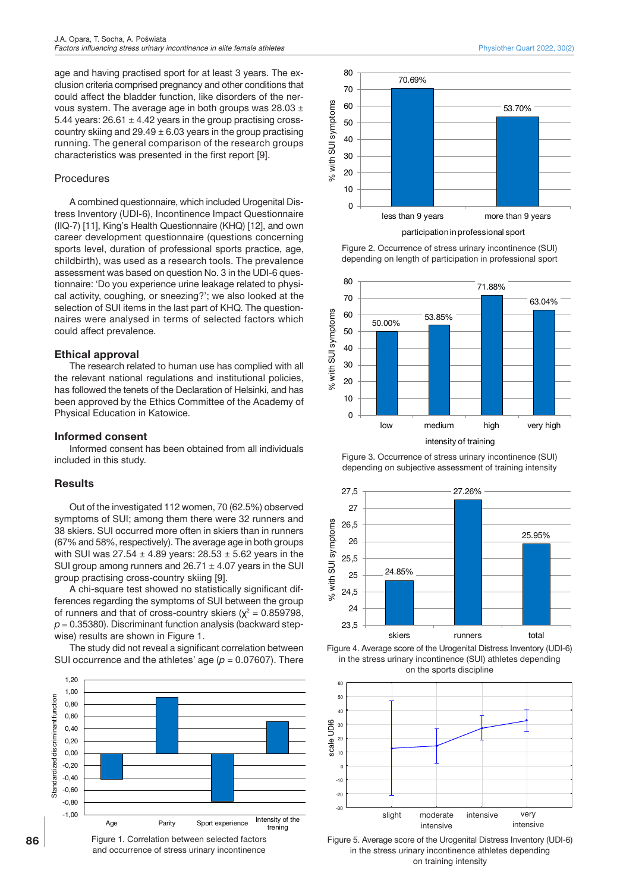age and having practised sport for at least 3 years. The exclusion criteria comprised pregnancy and other conditions that could affect the bladder function, like disorders of the nervous system. The average age in both groups was 28.03 ± 5.44 years: 26.61 ± 4.42 years in the group practising cross-country skiing and 29.49 ± 6.03 years in the group practising running. The general comparison of the research groups characteristics was presented in the first report [9].

## Procedures

A combined questionnaire, which included Urogenital Distress Inventory (UDI-6), Incontinence Impact Questionnaire (IIQ-7) [11], King's Health Questionnaire (KHQ) [12], and own career development questionnaire (questions concerning sports level, duration of professional sports practice, age, childbirth), was used as a research tools. The prevalence assessment was based on question No. 3 in the UDI-6 questionnaire: 'Do you experience urine leakage related to physical activity, coughing, or sneezing?'; we also looked at the selection of SUI items in the last part of KHQ. The questionnaires were analysed in terms of selected factors which could affect prevalence.

### Ethical approval

The research related to human use has complied with all the relevant national regulations and institutional policies, has followed the tenets of the Declaration of Helsinki, and has been approved by the Ethics Committee of the Academy of Physical Education in Katowice.

### Informed consent

Informed consent has been obtained from all individuals included in this study.

## Results

Out of the investigated 112 women, 70 (62.5%) observed symptoms of SUI; among them there were 32 runners and 38 skiers. SUI occurred more often in skiers than in runners (67% and 58%, respectively). The average age in both groups with SUI was 27.54 ± 4.89 years: 28.53 ± 5.62 years in the SUI group among runners and 26.71 ± 4.07 years in the SUI group practising cross-country skiing [9].

A chi-square test showed no statistically significant differences regarding the symptoms of SUI between the group of runners and that of cross-country skiers ($\chi^2$ = 0.859798, $p$ = 0.35380). Discriminant function analysis (backward stepwise) results are shown in Figure 1.

The study did not reveal a significant correlation between SUI occurrence and the athletes' age ($p$ = 0.07607). There

Figure 1. Correlation between selected factors and occurrence of stress urinary incontinence

Figure 2. Occurrence of stress urinary incontinence (SUI) depending on length of participation in professional sport

Figure 3. Occurrence of stress urinary incontinence (SUI) depending on subjective assessment of training intensity

Figure 4. Average score of the Urogenital Distress Inventory (UDI-6) in the stress urinary incontinence (SUI) athletes depending on the sports discipline

Figure 5. Average score of the Urogenital Distress Inventory (UDI-6) in the stress urinary incontinence athletes depending on training intensity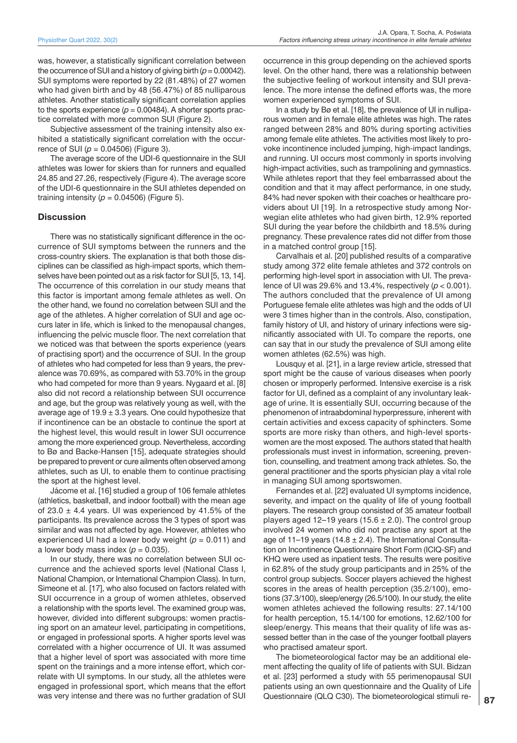was, however, a statistically significant correlation between the occurrence of SUI and a history of giving birth ($p = 0.00042$). SUI symptoms were reported by 22 (81.48%) of 27 women who had given birth and by 48 (56.47%) of 85 nulliparous athletes. Another statistically significant correlation applies to the sports experience ($p = 0.00484$). A shorter sports practice correlated with more common SUI (Figure 2).

Subjective assessment of the training intensity also exhibited a statistically significant correlation with the occurrence of SUI ($p = 0.04506$) (Figure 3).

The average score of the UDI-6 questionnaire in the SUI athletes was lower for skiers than for runners and equalled 24.85 and 27.26, respectively (Figure 4). The average score of the UDI-6 questionnaire in the SUI athletes depended on training intensity ($p = 0.04506$) (Figure 5).

## Discussion

There was no statistically significant difference in the occurrence of SUI symptoms between the runners and the cross-country skiers. The explanation is that both those disciplines can be classified as high-impact sports, which themselves have been pointed out as a risk factor for SUI [5, 13, 14]. The occurrence of this correlation in our study means that this factor is important among female athletes as well. On the other hand, we found no correlation between SUI and the age of the athletes. A higher correlation of SUI and age occurs later in life, which is linked to the menopausal changes, influencing the pelvic muscle floor. The next correlation that we noticed was that between the sports experience (years of practising sport) and the occurrence of SUI. In the group of athletes who had competed for less than 9 years, the prevalence was 70.69%, as compared with 53.70% in the group who had competed for more than 9 years. Nygaard et al. [8] also did not record a relationship between SUI occurrence and age, but the group was relatively young as well, with the average age of $19.9 \pm 3.3$ years. One could hypothesize that if incontinence can be an obstacle to continue the sport at the highest level, this would result in lower SUI occurrence among the more experienced group. Nevertheless, according to Bø and Backe-Hansen [15], adequate strategies should be prepared to prevent or cure ailments often observed among athletes, such as UI, to enable them to continue practising the sport at the highest level.

Jácome et al. [16] studied a group of 106 female athletes (athletics, basketball, and indoor football) with the mean age of $23.0 \pm 4.4$ years. UI was experienced by 41.5% of the participants. Its prevalence across the 3 types of sport was similar and was not affected by age. However, athletes who experienced UI had a lower body weight ($p = 0.011$) and a lower body mass index ($p = 0.035$).

In our study, there was no correlation between SUI occurrence and the achieved sports level (National Class I, National Champion, or International Champion Class). In turn, Simeone et al. [17], who also focused on factors related with SUI occurrence in a group of women athletes, observed a relationship with the sports level. The examined group was, however, divided into different subgroups: women practising sport on an amateur level, participating in competitions, or engaged in professional sports. A higher sports level was correlated with a higher occurrence of UI. It was assumed that a higher level of sport was associated with more time spent on the trainings and a more intense effort, which correlate with UI symptoms. In our study, all the athletes were engaged in professional sport, which means that the effort was very intense and there was no further gradation of SUI occurrence in this group depending on the achieved sports level. On the other hand, there was a relationship between the subjective feeling of workout intensity and SUI prevalence. The more intense the defined efforts was, the more women experienced symptoms of SUI.

In a study by Bø et al. [18], the prevalence of UI in nulliparous women and in female elite athletes was high. The rates ranged between 28% and 80% during sporting activities among female elite athletes. The activities most likely to provoke incontinence included jumping, high-impact landings, and running. UI occurs most commonly in sports involving high-impact activities, such as trampolining and gymnastics. While athletes report that they feel embarrassed about the condition and that it may affect performance, in one study, 84% had never spoken with their coaches or healthcare providers about UI [19]. In a retrospective study among Norwegian elite athletes who had given birth, 12.9% reported SUI during the year before the childbirth and 18.5% during pregnancy. These prevalence rates did not differ from those in a matched control group [15].

Carvalhais et al. [20] published results of a comparative study among 372 elite female athletes and 372 controls on performing high-level sport in association with UI. The prevalence of UI was 29.6% and 13.4%, respectively ($p < 0.001$). The authors concluded that the prevalence of UI among Portuguese female elite athletes was high and the odds of UI were 3 times higher than in the controls. Also, constipation, family history of UI, and history of urinary infections were significantly associated with UI. To compare the reports, one can say that in our study the prevalence of SUI among elite women athletes (62.5%) was high.

Lousquy et al. [21], in a large review article, stressed that sport might be the cause of various diseases when poorly chosen or improperly performed. Intensive exercise is a risk factor for UI, defined as a complaint of any involuntary leakage of urine. It is essentially SUI, occurring because of the phenomenon of intraabdominal hyperpressure, inherent with certain activities and excess capacity of sphincters. Some sports are more risky than others, and high-level sportswomen are the most exposed. The authors stated that health professionals must invest in information, screening, prevention, counselling, and treatment among track athletes. So, the general practitioner and the sports physician play a vital role in managing SUI among sportswomen.

Fernandes et al. [22] evaluated UI symptoms incidence, severity, and impact on the quality of life of young football players. The research group consisted of 35 amateur football players aged 12–19 years ($15.6 \pm 2.0$). The control group involved 24 women who did not practise any sport at the age of 11–19 years ($14.8 \pm 2.4$). The International Consultation on Incontinence Questionnaire Short Form (ICIQ-SF) and KHQ were used as inpatient tests. The results were positive in 62.8% of the study group participants and in 25% of the control group subjects. Soccer players achieved the highest scores in the areas of health perception (35.2/100), emotions (37.3/100), sleep/energy (26.5/100). In our study, the elite women athletes achieved the following results: 27.14/100 for health perception, 15.14/100 for emotions, 12.62/100 for sleep/energy. This means that their quality of life was assessed better than in the case of the younger football players who practised amateur sport.

The biometeorological factor may be an additional element affecting the quality of life of patients with SUI. Bidzan et al. [23] performed a study with 55 perimenopausal SUI patients using an own questionnaire and the Quality of Life Questionnaire (QLQ C30). The biometeorological stimuli re-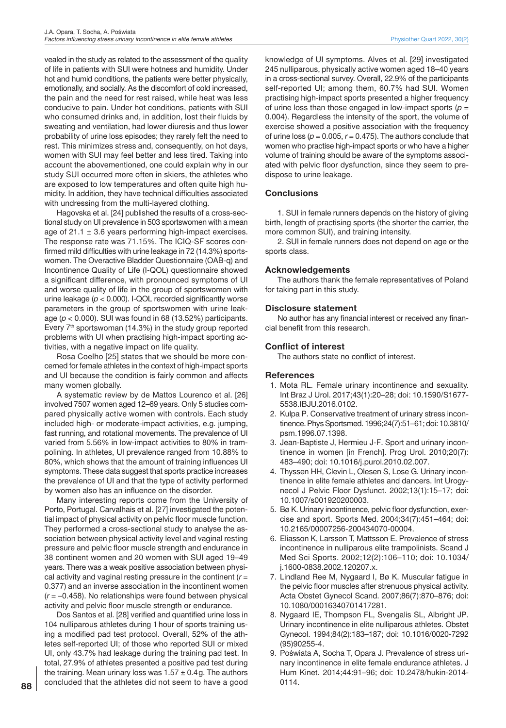vealed in the study as related to the assessment of the quality of life in patients with SUI were hotness and humidity. Under hot and humid conditions, the patients were better physically, emotionally, and socially. As the discomfort of cold increased, the pain and the need for rest raised, while heat was less conducive to pain. Under hot conditions, patients with SUI who consumed drinks and, in addition, lost their fluids by sweating and ventilation, had lower diuresis and thus lower probability of urine loss episodes; they rarely felt the need to rest. This minimizes stress and, consequently, on hot days, women with SUI may feel better and less tired. Taking into account the abovementioned, one could explain why in our study SUI occurred more often in skiers, the athletes who are exposed to low temperatures and often quite high humidity. In addition, they have technical difficulties associated with undressing from the multi-layered clothing.

Hagovska et al. [24] published the results of a cross-sectional study on UI prevalence in 503 sportswomen with a mean age of 21.1 ± 3.6 years performing high-impact exercises. The response rate was 71.15%. The ICIQ-SF scores confirmed mild difficulties with urine leakage in 72 (14.3%) sportswomen. The Overactive Bladder Questionnaire (OAB-q) and Incontinence Quality of Life (I-QOL) questionnaire showed a significant difference, with pronounced symptoms of UI and worse quality of life in the group of sportswomen with urine leakage ($p < 0.000$). I-QOL recorded significantly worse parameters in the group of sportswomen with urine leakage ($p < 0.000$). SUI was found in 68 (13.52%) participants. Every 7th sportswoman (14.3%) in the study group reported problems with UI when practising high-impact sporting activities, with a negative impact on life quality.

Rosa Coelho [25] states that we should be more concerned for female athletes in the context of high-impact sports and UI because the condition is fairly common and affects many women globally.

A systematic review by de Mattos Lourenco et al. [26] involved 7507 women aged 12–69 years. Only 5 studies compared physically active women with controls. Each study included high- or moderate-impact activities, e.g. jumping, fast running, and rotational movements. The prevalence of UI varied from 5.56% in low-impact activities to 80% in trampolining. In athletes, UI prevalence ranged from 10.88% to 80%, which shows that the amount of training influences UI symptoms. These data suggest that sports practice increases the prevalence of UI and that the type of activity performed by women also has an influence on the disorder.

Many interesting reports come from the University of Porto, Portugal. Carvalhais et al. [27] investigated the potential impact of physical activity on pelvic floor muscle function. They performed a cross-sectional study to analyse the association between physical activity level and vaginal resting pressure and pelvic floor muscle strength and endurance in 38 continent women and 20 women with SUI aged 19–49 years. There was a weak positive association between physical activity and vaginal resting pressure in the continent ($r = 0.377$) and an inverse association in the incontinent women ($r = -0.458$). No relationships were found between physical activity and pelvic floor muscle strength or endurance.

Dos Santos et al. [28] verified and quantified urine loss in 104 nulliparous athletes during 1 hour of sports training using a modified pad test protocol. Overall, 52% of the athletes self-reported UI; of those who reported SUI or mixed UI, only 43.7% had leakage during the training pad test. In total, 27.9% of athletes presented a positive pad test during the training. Mean urinary loss was 1.57 ± 0.4 g. The authors concluded that the athletes did not seem to have a good knowledge of UI symptoms. Alves et al. [29] investigated 245 nulliparous, physically active women aged 18–40 years in a cross-sectional survey. Overall, 22.9% of the participants self-reported UI; among them, 60.7% had SUI. Women practising high-impact sports presented a higher frequency of urine loss than those engaged in low-impact sports ($p = 0.004$). Regardless the intensity of the sport, the volume of exercise showed a positive association with the frequency of urine loss ($p = 0.005$, $r = 0.475$). The authors conclude that women who practise high-impact sports or who have a higher volume of training should be aware of the symptoms associated with pelvic floor dysfunction, since they seem to predispose to urine leakage.

## Conclusions

1. SUI in female runners depends on the history of giving birth, length of practising sports (the shorter the carrier, the more common SUI), and training intensity.

2. SUI in female runners does not depend on age or the sports class.

### Acknowledgements

The authors thank the female representatives of Poland for taking part in this study.

### Disclosure statement

No author has any financial interest or received any financial benefit from this research.

### Conflict of interest

The authors state no conflict of interest.

## References

1. Mota RL. Female urinary incontinence and sexuality. Int Braz J Urol. 2017;43(1):20–28; doi: 10.1590/S1677-5538.IBJU.2016.0102.
2. Kulpa P. Conservative treatment of urinary stress incontinence. Phys Sportsmed. 1996;24(7):51–61; doi: 10.3810/psm.1996.07.1398.
3. Jean-Baptiste J, Hermieu J-F. Sport and urinary incontinence in women [in French]. Prog Urol. 2010;20(7):483–490; doi: 10.1016/j.purol.2010.02.007.
4. Thyssen HH, Clevin L, Olesen S, Lose G. Urinary incontinence in elite female athletes and dancers. Int Urogynecol J Pelvic Floor Dysfunct. 2002;13(1):15–17; doi: 10.1007/s001920200003.
5. Bø K. Urinary incontinence, pelvic floor dysfunction, exercise and sport. Sports Med. 2004;34(7):451–464; doi: 10.2165/00007256-200434070-00004.
6. Eliasson K, Larsson T, Mattsson E. Prevalence of stress incontinence in nulliparous elite trampolinists. Scand J Med Sci Sports. 2002;12(2):106–110; doi: 10.1034/j.1600-0838.2002.120207.x.
7. Lindland Ree M, Nygaard I, Bø K. Muscular fatigue in the pelvic floor muscles after strenuous physical activity. Acta Obstet Gynecol Scand. 2007;86(7):870–876; doi: 10.1080/00016340701417281.
8. Nygaard IE, Thompson FL, Svengalis SL, Albright JP. Urinary incontinence in elite nulliparous athletes. Obstet Gynecol. 1994;84(2):183–187; doi: 10.1016/0020-7292(95)90255-4.
9. Poświata A, Socha T, Opara J. Prevalence of stress urinary incontinence in elite female endurance athletes. J Hum Kinet. 2014;44:91–96; doi: 10.2478/hukin-2014-0114.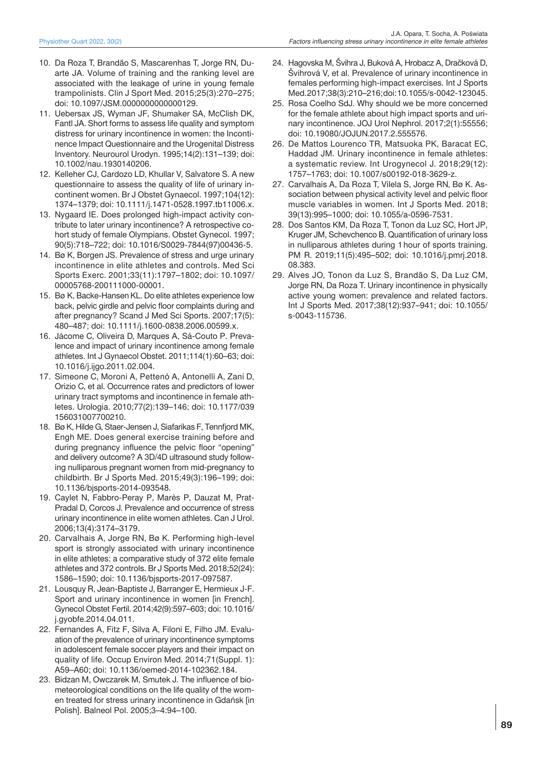10. Da Roza T, Brandão S, Mascarenhas T, Jorge RN, Duarte JA. Volume of training and the ranking level are associated with the leakage of urine in young female trampolinists. Clin J Sport Med. 2015;25(3):270–275; doi: 10.1097/JSM.0000000000000129.
11. Uebersax JS, Wyman JF, Shumaker SA, McClish DK, Fantl JA. Short forms to assess life quality and symptom distress for urinary incontinence in women: the Incontinence Impact Questionnaire and the Urogenital Distress Inventory. Neurourol Urodyn. 1995;14(2):131–139; doi: 10.1002/nau.1930140206.
12. Kelleher CJ, Cardozo LD, Khullar V, Salvatore S. A new questionnaire to assess the quality of life of urinary incontinent women. Br J Obstet Gynaecol. 1997;104(12): 1374–1379; doi: 10.1111/j.1471-0528.1997.tb11006.x.
13. Nygaard IE. Does prolonged high-impact activity contribute to later urinary incontinence? A retrospective cohort study of female Olympians. Obstet Gynecol. 1997; 90(5):718–722; doi: 10.1016/S0029-7844(97)00436-5.
14. Bø K, Borgen JS. Prevalence of stress and urge urinary incontinence in elite athletes and controls. Med Sci Sports Exerc. 2001;33(11):1797–1802; doi: 10.1097/00005768-200111000-00001.
15. Bø K, Backe-Hansen KL. Do elite athletes experience low back, pelvic girdle and pelvic floor complaints during and after pregnancy? Scand J Med Sci Sports. 2007;17(5): 480–487; doi: 10.1111/j.1600-0838.2006.00599.x.
16. Jácome C, Oliveira D, Marques A, Sá-Couto P. Prevalence and impact of urinary incontinence among female athletes. Int J Gynaecol Obstet. 2011;114(1):60–63; doi: 10.1016/j.ijgo.2011.02.004.
17. Simeone C, Moroni A, Pettenò A, Antonelli A, Zani D, Orizio C, et al. Occurrence rates and predictors of lower urinary tract symptoms and incontinence in female athletes. Urologia. 2010;77(2):139–146; doi: 10.1177/039156031007700210.
18. Bø K, Hilde G, Staer-Jensen J, Siafarikas F, Tennfjord MK, Engh ME. Does general exercise training before and during pregnancy influence the pelvic floor "opening" and delivery outcome? A 3D/4D ultrasound study following nulliparous pregnant women from mid-pregnancy to childbirth. Br J Sports Med. 2015;49(3):196–199; doi: 10.1136/bjsports-2014-093548.
19. Caylet N, Fabbro-Peray P, Marès P, Dauzat M, Prat-Pradal D, Corcos J. Prevalence and occurrence of stress urinary incontinence in elite women athletes. Can J Urol. 2006;13(4):3174–3179.
20. Carvalhais A, Jorge RN, Bø K. Performing high-level sport is strongly associated with urinary incontinence in elite athletes: a comparative study of 372 elite female athletes and 372 controls. Br J Sports Med. 2018;52(24): 1586–1590; doi: 10.1136/bjsports-2017-097587.
21. Lousquy R, Jean-Baptiste J, Barranger E, Hermieux J-F. Sport and urinary incontinence in women [in French]. Gynecol Obstet Fertil. 2014;42(9):597–603; doi: 10.1016/j.gyobfe.2014.04.011.
22. Fernandes A, Fitz F, Silva A, Filoni E, Filho JM. Evaluation of the prevalence of urinary incontinence symptoms in adolescent female soccer players and their impact on quality of life. Occup Environ Med. 2014;71(Suppl. 1): A59–A60; doi: 10.1136/oemed-2014-102362.184.
23. Bidzan M, Owczarek M, Smutek J. The influence of biometeorological conditions on the life quality of the women treated for stress urinary incontinence in Gdańsk [in Polish]. Balneol Pol. 2005;3–4:94–100.
24. Hagovska M, Švihra J, Buková A, Hrobacz A, Dračková D, Švihrová V, et al. Prevalence of urinary incontinence in females performing high-impact exercises. Int J Sports Med.2017;38(3):210–216;doi:10.1055/s-0042-123045.
25. Rosa Coelho SdJ. Why should we be more concerned for the female athlete about high impact sports and urinary incontinence. JOJ Urol Nephrol. 2017;2(1):55556; doi: 10.19080/JOJUN.2017.2.555576.
26. De Mattos Lourenco TR, Matsuoka PK, Baracat EC, Haddad JM. Urinary incontinence in female athletes: a systematic review. Int Urogynecol J. 2018;29(12): 1757–1763; doi: 10.1007/s00192-018-3629-z.
27. Carvalhais A, Da Roza T, Vilela S, Jorge RN, Bø K. Association between physical activity level and pelvic floor muscle variables in women. Int J Sports Med. 2018; 39(13):995–1000; doi: 10.1055/a-0596-7531.
28. Dos Santos KM, Da Roza T, Tonon da Luz SC, Hort JP, Kruger JM, Schevchenco B. Quantification of urinary loss in nulliparous athletes during 1 hour of sports training. PM R. 2019;11(5):495–502; doi: 10.1016/j.pmrj.2018.08.383.
29. Alves JO, Tonon da Luz S, Brandão S, Da Luz CM, Jorge RN, Da Roza T. Urinary incontinence in physically active young women: prevalence and related factors. Int J Sports Med. 2017;38(12):937–941; doi: 10.1055/s-0043-115736.